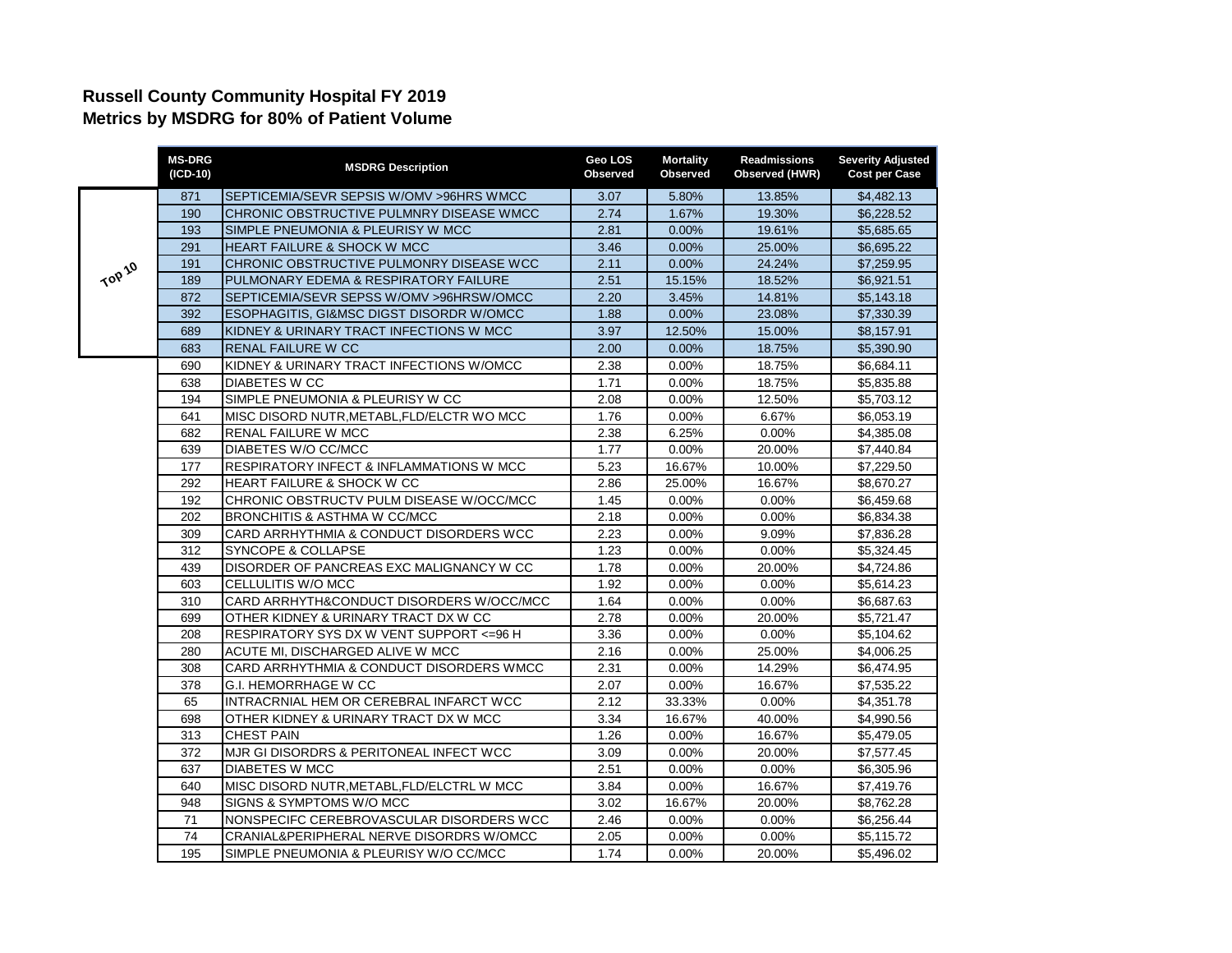**Russell County Community Hospital FY 2019**
**Metrics by MSDRG for 80% of Patient Volume**

| | MS-DRG (ICD-10) | MSDRG Description | Geo LOS Observed | Mortality Observed | Readmissions Observed (HWR) | Severity Adjusted Cost per Case |
|---|---|---|---|---|---|---|
| Top 10 | 871 | SEPTICEMIA/SEVR SEPSIS W/OMV >96HRS WMCC | 3.07 | 5.80% | 13.85% | $4,482.13 |
| | 190 | CHRONIC OBSTRUCTIVE PULMNRY DISEASE WMCC | 2.74 | 1.67% | 19.30% | $6,228.52 |
| | 193 | SIMPLE PNEUMONIA & PLEURISY W MCC | 2.81 | 0.00% | 19.61% | $5,685.65 |
| | 291 | HEART FAILURE & SHOCK W MCC | 3.46 | 0.00% | 25.00% | $6,695.22 |
| | 191 | CHRONIC OBSTRUCTIVE PULMONRY DISEASE WCC | 2.11 | 0.00% | 24.24% | $7,259.95 |
| | 189 | PULMONARY EDEMA & RESPIRATORY FAILURE | 2.51 | 15.15% | 18.52% | $6,921.51 |
| | 872 | SEPTICEMIA/SEVR SEPSS W/OMV >96HRSW/OMCC | 2.20 | 3.45% | 14.81% | $5,143.18 |
| | 392 | ESOPHAGITIS, GI&MSC DIGST DISORDR W/OMCC | 1.88 | 0.00% | 23.08% | $7,330.39 |
| | 689 | KIDNEY & URINARY TRACT INFECTIONS W MCC | 3.97 | 12.50% | 15.00% | $8,157.91 |
| | 683 | RENAL FAILURE W CC | 2.00 | 0.00% | 18.75% | $5,390.90 |
| | 690 | KIDNEY & URINARY TRACT INFECTIONS W/OMCC | 2.38 | 0.00% | 18.75% | $6,684.11 |
| | 638 | DIABETES W CC | 1.71 | 0.00% | 18.75% | $5,835.88 |
| | 194 | SIMPLE PNEUMONIA & PLEURISY W CC | 2.08 | 0.00% | 12.50% | $5,703.12 |
| | 641 | MISC DISORD NUTR,METABL,FLD/ELCTR WO MCC | 1.76 | 0.00% | 6.67% | $6,053.19 |
| | 682 | RENAL FAILURE W MCC | 2.38 | 6.25% | 0.00% | $4,385.08 |
| | 639 | DIABETES W/O CC/MCC | 1.77 | 0.00% | 20.00% | $7,440.84 |
| | 177 | RESPIRATORY INFECT & INFLAMMATIONS W MCC | 5.23 | 16.67% | 10.00% | $7,229.50 |
| | 292 | HEART FAILURE & SHOCK W CC | 2.86 | 25.00% | 16.67% | $8,670.27 |
| | 192 | CHRONIC OBSTRUCTV PULM DISEASE W/OCC/MCC | 1.45 | 0.00% | 0.00% | $6,459.68 |
| | 202 | BRONCHITIS & ASTHMA W CC/MCC | 2.18 | 0.00% | 0.00% | $6,834.38 |
| | 309 | CARD ARRHYTHMIA & CONDUCT DISORDERS WCC | 2.23 | 0.00% | 9.09% | $7,836.28 |
| | 312 | SYNCOPE & COLLAPSE | 1.23 | 0.00% | 0.00% | $5,324.45 |
| | 439 | DISORDER OF PANCREAS EXC MALIGNANCY W CC | 1.78 | 0.00% | 20.00% | $4,724.86 |
| | 603 | CELLULITIS W/O MCC | 1.92 | 0.00% | 0.00% | $5,614.23 |
| | 310 | CARD ARRHYTH&CONDUCT DISORDERS W/OCC/MCC | 1.64 | 0.00% | 0.00% | $6,687.63 |
| | 699 | OTHER KIDNEY & URINARY TRACT DX W CC | 2.78 | 0.00% | 20.00% | $5,721.47 |
| | 208 | RESPIRATORY SYS DX W VENT SUPPORT <=96 H | 3.36 | 0.00% | 0.00% | $5,104.62 |
| | 280 | ACUTE MI, DISCHARGED ALIVE W MCC | 2.16 | 0.00% | 25.00% | $4,006.25 |
| | 308 | CARD ARRHYTHMIA & CONDUCT DISORDERS WMCC | 2.31 | 0.00% | 14.29% | $6,474.95 |
| | 378 | G.I. HEMORRHAGE W CC | 2.07 | 0.00% | 16.67% | $7,535.22 |
| | 65 | INTRACRNIAL HEM OR CEREBRAL INFARCT WCC | 2.12 | 33.33% | 0.00% | $4,351.78 |
| | 698 | OTHER KIDNEY & URINARY TRACT DX W MCC | 3.34 | 16.67% | 40.00% | $4,990.56 |
| | 313 | CHEST PAIN | 1.26 | 0.00% | 16.67% | $5,479.05 |
| | 372 | MJR GI DISORDRS & PERITONEAL INFECT WCC | 3.09 | 0.00% | 20.00% | $7,577.45 |
| | 637 | DIABETES W MCC | 2.51 | 0.00% | 0.00% | $6,305.96 |
| | 640 | MISC DISORD NUTR,METABL,FLD/ELCTRL W MCC | 3.84 | 0.00% | 16.67% | $7,419.76 |
| | 948 | SIGNS & SYMPTOMS W/O MCC | 3.02 | 16.67% | 20.00% | $8,762.28 |
| | 71 | NONSPECIFC CEREBROVASCULAR DISORDERS WCC | 2.46 | 0.00% | 0.00% | $6,256.44 |
| | 74 | CRANIAL&PERIPHERAL NERVE DISORDRS W/OMCC | 2.05 | 0.00% | 0.00% | $5,115.72 |
| | 195 | SIMPLE PNEUMONIA & PLEURISY W/O CC/MCC | 1.74 | 0.00% | 20.00% | $5,496.02 |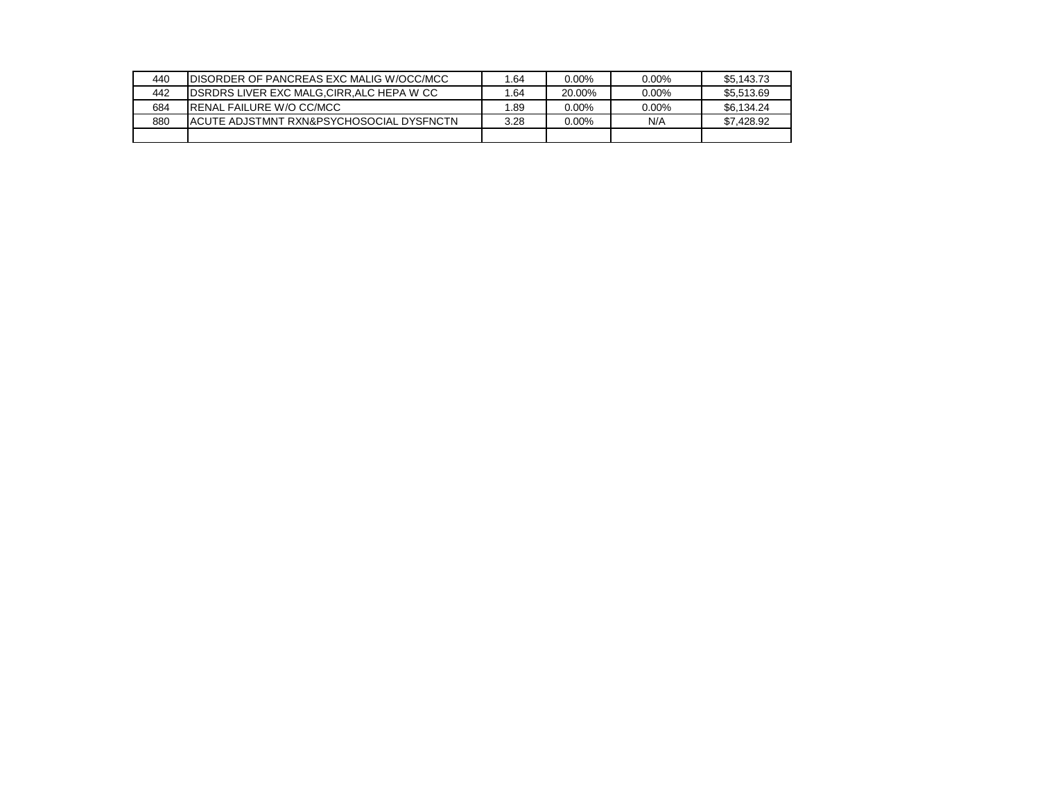| | | | | | |
|---|---|---|---|---|---|
| 440 | DISORDER OF PANCREAS EXC MALIG W/OCC/MCC | 1.64 | 0.00% | 0.00% | $5,143.73 |
| 442 | DSRDRS LIVER EXC MALG,CIRR,ALC HEPA W CC | 1.64 | 20.00% | 0.00% | $5,513.69 |
| 684 | RENAL FAILURE W/O CC/MCC | 1.89 | 0.00% | 0.00% | $6,134.24 |
| 880 | ACUTE ADJSTMNT RXN&PSYCHOSOCIAL DYSFNCTN | 3.28 | 0.00% | N/A | $7,428.92 |
| | | | | | |